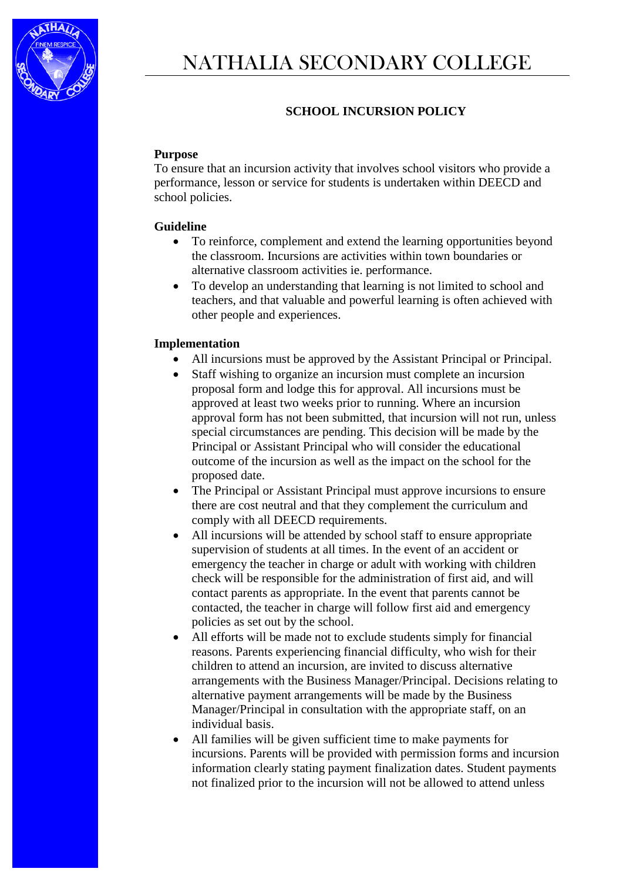# NATHALIA SECONDARY COLLEGE

## SCHOOL INCURSION POLICY

### Purpose

To ensure that an incursion activity that involves school visitors who provide a performance, lesson or service for students is undertaken within DEECD and school policies.

### Guideline

- To reinforce, complement and extend the learning opportunities beyond the classroom. Incursions are activities within town boundaries or alternative classroom activities ie. performance.
- To develop an understanding that learning is not limited to school and teachers, and that valuable and powerful learning is often achieved with other people and experiences.

### Implementation

- All incursions must be approved by the Assistant Principal or Principal.
- Staff wishing to organize an incursion must complete an incursion proposal form and lodge this for approval. All incursions must be approved at least two weeks prior to running. Where an incursion approval form has not been submitted, that incursion will not run, unless special circumstances are pending. This decision will be made by the Principal or Assistant Principal who will consider the educational outcome of the incursion as well as the impact on the school for the proposed date.
- The Principal or Assistant Principal must approve incursions to ensure there are cost neutral and that they complement the curriculum and comply with all DEECD requirements.
- All incursions will be attended by school staff to ensure appropriate supervision of students at all times. In the event of an accident or emergency the teacher in charge or adult with working with children check will be responsible for the administration of first aid, and will contact parents as appropriate. In the event that parents cannot be contacted, the teacher in charge will follow first aid and emergency policies as set out by the school.
- All efforts will be made not to exclude students simply for financial reasons. Parents experiencing financial difficulty, who wish for their children to attend an incursion, are invited to discuss alternative arrangements with the Business Manager/Principal. Decisions relating to alternative payment arrangements will be made by the Business Manager/Principal in consultation with the appropriate staff, on an individual basis.
- All families will be given sufficient time to make payments for incursions. Parents will be provided with permission forms and incursion information clearly stating payment finalization dates. Student payments not finalized prior to the incursion will not be allowed to attend unless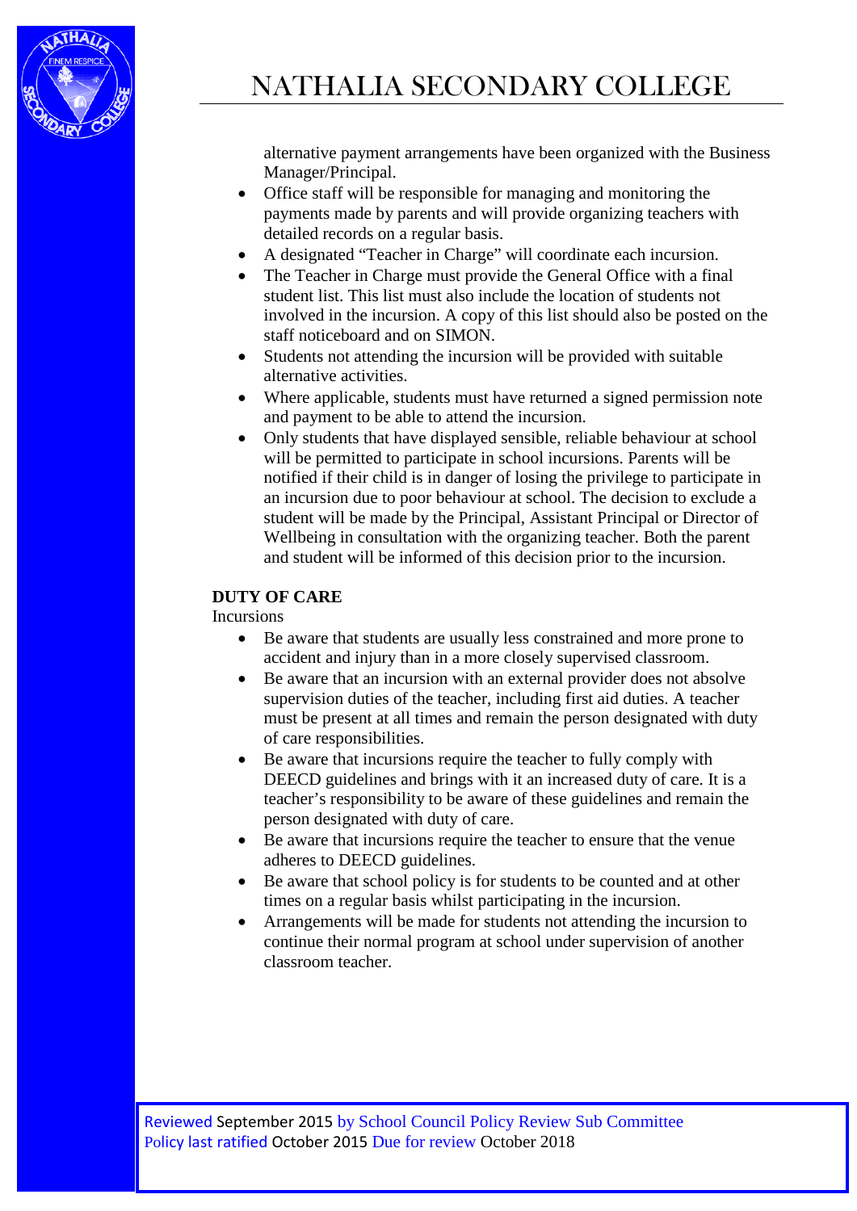alternative payment arrangements have been organized with the Business Manager/Principal.

- Office staff will be responsible for managing and monitoring the payments made by parents and will provide organizing teachers with detailed records on a regular basis.
- A designated "Teacher in Charge" will coordinate each incursion.
- The Teacher in Charge must provide the General Office with a final student list. This list must also include the location of students not involved in the incursion. A copy of this list should also be posted on the staff noticeboard and on SIMON.
- Students not attending the incursion will be provided with suitable alternative activities.
- Where applicable, students must have returned a signed permission note and payment to be able to attend the incursion.
- Only students that have displayed sensible, reliable behaviour at school will be permitted to participate in school incursions. Parents will be notified if their child is in danger of losing the privilege to participate in an incursion due to poor behaviour at school. The decision to exclude a student will be made by the Principal, Assistant Principal or Director of Wellbeing in consultation with the organizing teacher. Both the parent and student will be informed of this decision prior to the incursion.

**DUTY OF CARE**

Incursions

- Be aware that students are usually less constrained and more prone to accident and injury than in a more closely supervised classroom.
- Be aware that an incursion with an external provider does not absolve supervision duties of the teacher, including first aid duties. A teacher must be present at all times and remain the person designated with duty of care responsibilities.
- Be aware that incursions require the teacher to fully comply with DEECD guidelines and brings with it an increased duty of care. It is a teacher's responsibility to be aware of these guidelines and remain the person designated with duty of care.
- Be aware that incursions require the teacher to ensure that the venue adheres to DEECD guidelines.
- Be aware that school policy is for students to be counted and at other times on a regular basis whilst participating in the incursion.
- Arrangements will be made for students not attending the incursion to continue their normal program at school under supervision of another classroom teacher.

Reviewed September 2015 by School Council Policy Review Sub Committee
Policy last ratified October 2015 Due for review October 2018